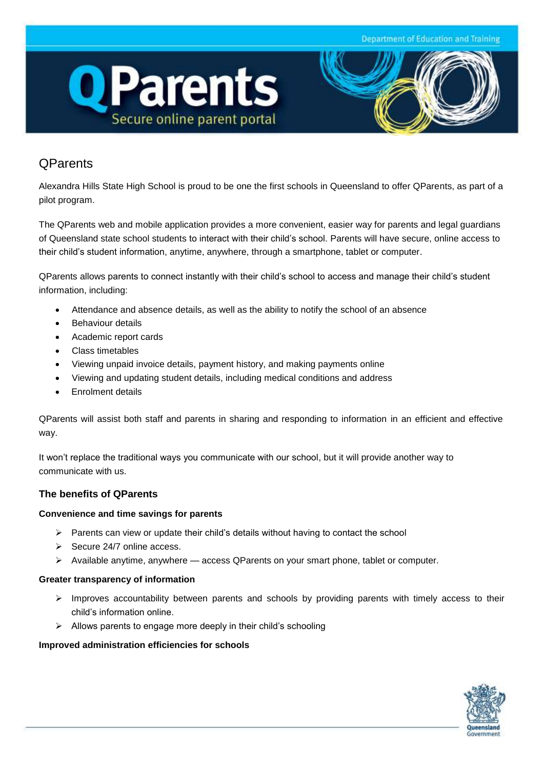# QParents

Alexandra Hills State High School is proud to be one the first schools in Queensland to offer QParents, as part of a pilot program.

The QParents web and mobile application provides a more convenient, easier way for parents and legal guardians of Queensland state school students to interact with their child's school. Parents will have secure, online access to their child's student information, anytime, anywhere, through a smartphone, tablet or computer.

QParents allows parents to connect instantly with their child's school to access and manage their child's student information, including:

- Attendance and absence details, as well as the ability to notify the school of an absence
- Behaviour details
- Academic report cards
- Class timetables
- Viewing unpaid invoice details, payment history, and making payments online
- Viewing and updating student details, including medical conditions and address
- Enrolment details

QParents will assist both staff and parents in sharing and responding to information in an efficient and effective way.

It won't replace the traditional ways you communicate with our school, but it will provide another way to communicate with us.

## The benefits of QParents

### Convenience and time savings for parents

- Parents can view or update their child's details without having to contact the school
- Secure 24/7 online access.
- Available anytime, anywhere — access QParents on your smart phone, tablet or computer.

### Greater transparency of information

- Improves accountability between parents and schools by providing parents with timely access to their child's information online.
- Allows parents to engage more deeply in their child's schooling

### Improved administration efficiencies for schools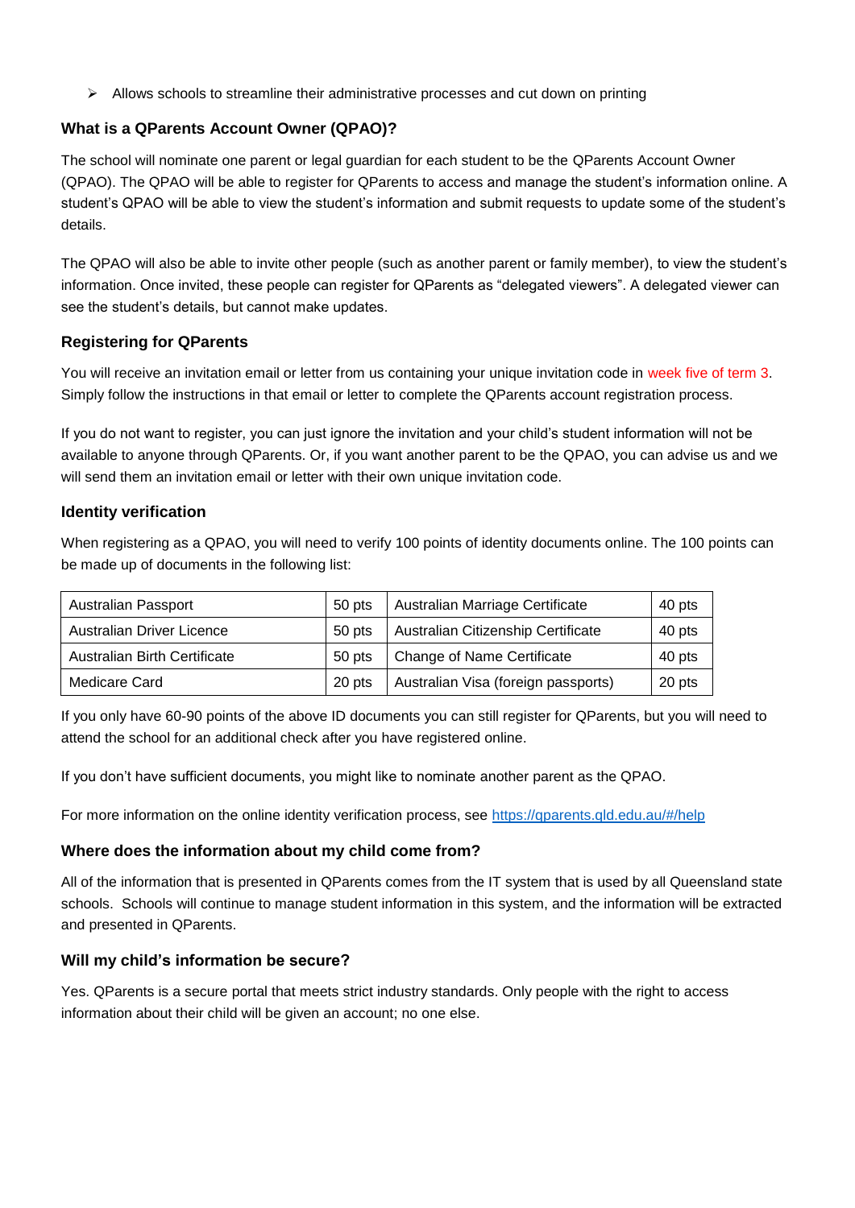- Allows schools to streamline their administrative processes and cut down on printing

### What is a QParents Account Owner (QPAO)?

The school will nominate one parent or legal guardian for each student to be the QParents Account Owner (QPAO). The QPAO will be able to register for QParents to access and manage the student's information online. A student's QPAO will be able to view the student's information and submit requests to update some of the student's details.

The QPAO will also be able to invite other people (such as another parent or family member), to view the student's information. Once invited, these people can register for QParents as "delegated viewers". A delegated viewer can see the student's details, but cannot make updates.

### Registering for QParents

You will receive an invitation email or letter from us containing your unique invitation code in week five of term 3. Simply follow the instructions in that email or letter to complete the QParents account registration process.

If you do not want to register, you can just ignore the invitation and your child's student information will not be available to anyone through QParents. Or, if you want another parent to be the QPAO, you can advise us and we will send them an invitation email or letter with their own unique invitation code.

### Identity verification

When registering as a QPAO, you will need to verify 100 points of identity documents online. The 100 points can be made up of documents in the following list:

| Australian Passport | 50 pts | Australian Marriage Certificate | 40 pts |
|---|---|---|---|
| Australian Driver Licence | 50 pts | Australian Citizenship Certificate | 40 pts |
| Australian Birth Certificate | 50 pts | Change of Name Certificate | 40 pts |
| Medicare Card | 20 pts | Australian Visa (foreign passports) | 20 pts |

If you only have 60-90 points of the above ID documents you can still register for QParents, but you will need to attend the school for an additional check after you have registered online.

If you don't have sufficient documents, you might like to nominate another parent as the QPAO.

For more information on the online identity verification process, see https://qparents.qld.edu.au/#/help

### Where does the information about my child come from?

All of the information that is presented in QParents comes from the IT system that is used by all Queensland state schools. Schools will continue to manage student information in this system, and the information will be extracted and presented in QParents.

### Will my child's information be secure?

Yes. QParents is a secure portal that meets strict industry standards. Only people with the right to access information about their child will be given an account; no one else.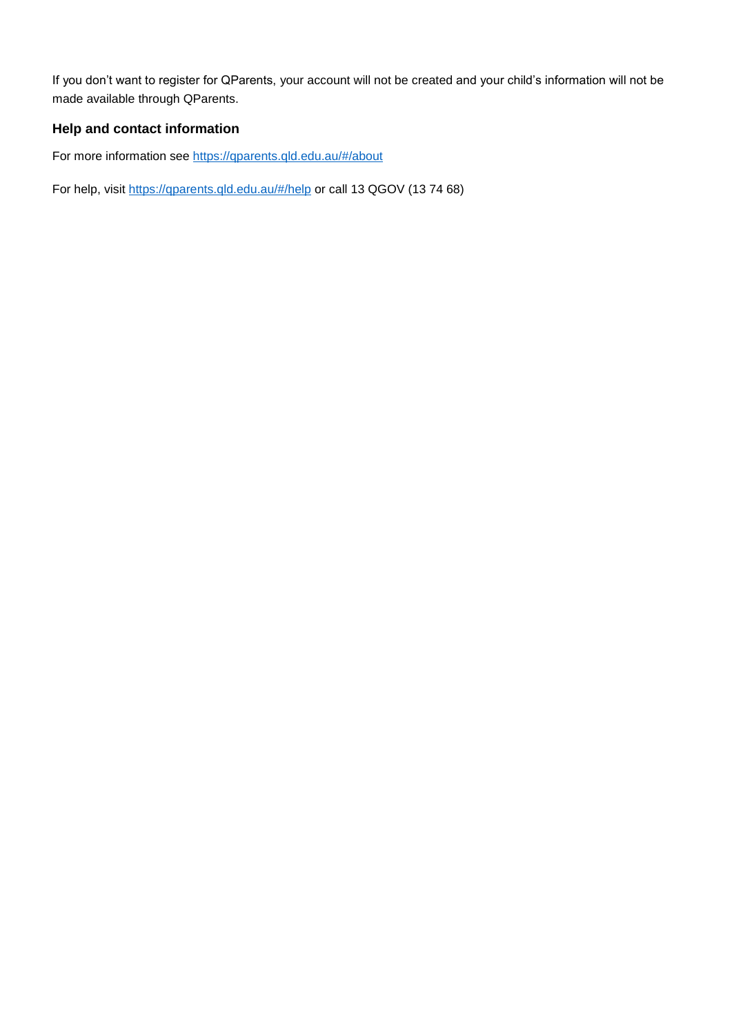If you don't want to register for QParents, your account will not be created and your child's information will not be made available through QParents.

### Help and contact information

For more information see [https://qparents.qld.edu.au/#/about](https://qparents.qld.edu.au/#/about)

For help, visit [https://qparents.qld.edu.au/#/help](https://qparents.qld.edu.au/#/help) or call 13 QGOV (13 74 68)